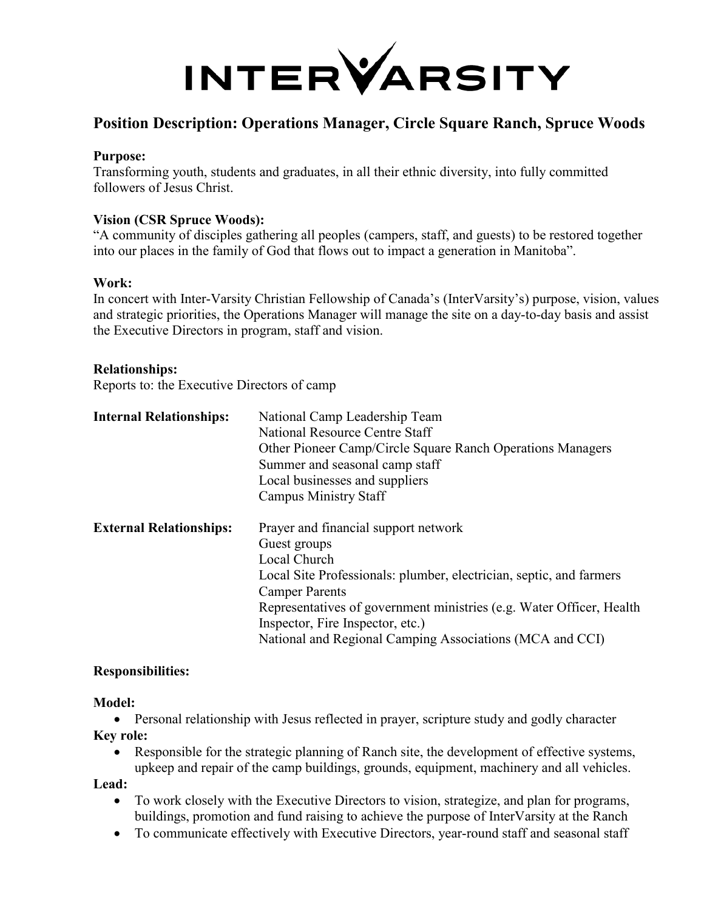# INTERVARSITY

## Position Description: Operations Manager, Circle Square Ranch, Spruce Woods

**Purpose:**
Transforming youth, students and graduates, in all their ethnic diversity, into fully committed followers of Jesus Christ.

**Vision (CSR Spruce Woods):**
"A community of disciples gathering all peoples (campers, staff, and guests) to be restored together into our places in the family of God that flows out to impact a generation in Manitoba".

**Work:**
In concert with Inter-Varsity Christian Fellowship of Canada's (InterVarsity's) purpose, vision, values and strategic priorities, the Operations Manager will manage the site on a day-to-day basis and assist the Executive Directors in program, staff and vision.

**Relationships:**
Reports to: the Executive Directors of camp

**Internal Relationships:**
- National Camp Leadership Team
- National Resource Centre Staff
- Other Pioneer Camp/Circle Square Ranch Operations Managers
- Summer and seasonal camp staff
- Local businesses and suppliers
- Campus Ministry Staff

**External Relationships:**
- Prayer and financial support network
- Guest groups
- Local Church
- Local Site Professionals: plumber, electrician, septic, and farmers
- Camper Parents
- Representatives of government ministries (e.g. Water Officer, Health Inspector, Fire Inspector, etc.)
- National and Regional Camping Associations (MCA and CCI)

**Responsibilities:**

**Model:**
- Personal relationship with Jesus reflected in prayer, scripture study and godly character

**Key role:**
- Responsible for the strategic planning of Ranch site, the development of effective systems, upkeep and repair of the camp buildings, grounds, equipment, machinery and all vehicles.

**Lead:**
- To work closely with the Executive Directors to vision, strategize, and plan for programs, buildings, promotion and fund raising to achieve the purpose of InterVarsity at the Ranch
- To communicate effectively with Executive Directors, year-round staff and seasonal staff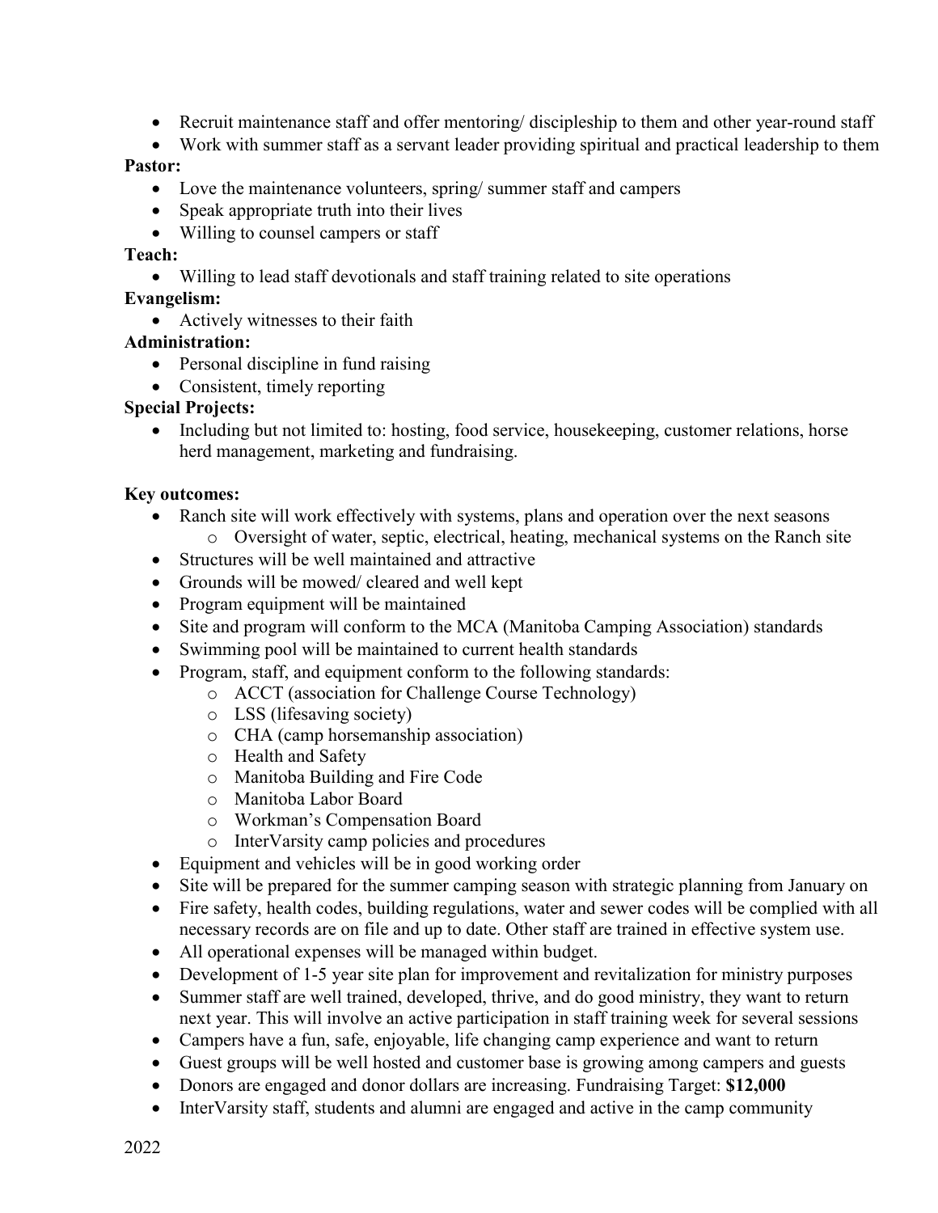- Recruit maintenance staff and offer mentoring/ discipleship to them and other year-round staff
- Work with summer staff as a servant leader providing spiritual and practical leadership to them

**Pastor:**

- Love the maintenance volunteers, spring/ summer staff and campers
- Speak appropriate truth into their lives
- Willing to counsel campers or staff

**Teach:**

- Willing to lead staff devotionals and staff training related to site operations

**Evangelism:**

- Actively witnesses to their faith

**Administration:**

- Personal discipline in fund raising
- Consistent, timely reporting

**Special Projects:**

- Including but not limited to: hosting, food service, housekeeping, customer relations, horse herd management, marketing and fundraising.

**Key outcomes:**

- Ranch site will work effectively with systems, plans and operation over the next seasons
  - Oversight of water, septic, electrical, heating, mechanical systems on the Ranch site
- Structures will be well maintained and attractive
- Grounds will be mowed/ cleared and well kept
- Program equipment will be maintained
- Site and program will conform to the MCA (Manitoba Camping Association) standards
- Swimming pool will be maintained to current health standards
- Program, staff, and equipment conform to the following standards:
  - ACCT (association for Challenge Course Technology)
  - LSS (lifesaving society)
  - CHA (camp horsemanship association)
  - Health and Safety
  - Manitoba Building and Fire Code
  - Manitoba Labor Board
  - Workman's Compensation Board
  - InterVarsity camp policies and procedures
- Equipment and vehicles will be in good working order
- Site will be prepared for the summer camping season with strategic planning from January on
- Fire safety, health codes, building regulations, water and sewer codes will be complied with all necessary records are on file and up to date. Other staff are trained in effective system use.
- All operational expenses will be managed within budget.
- Development of 1-5 year site plan for improvement and revitalization for ministry purposes
- Summer staff are well trained, developed, thrive, and do good ministry, they want to return next year. This will involve an active participation in staff training week for several sessions
- Campers have a fun, safe, enjoyable, life changing camp experience and want to return
- Guest groups will be well hosted and customer base is growing among campers and guests
- Donors are engaged and donor dollars are increasing. Fundraising Target: **$12,000**
- InterVarsity staff, students and alumni are engaged and active in the camp community

2022